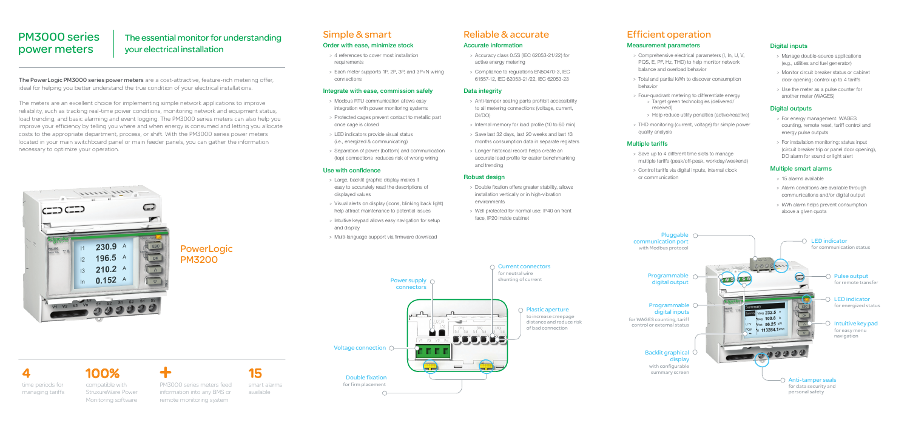# PM3000 series power meters

## The essential monitor for understanding your electrical installation

**The PowerLogic PM3000 series power meters** are a cost-attractive, feature-rich metering offer, ideal for helping you better understand the true condition of your electrical installations.

The meters are an excellent choice for implementing simple network applications to improve reliability, such as tracking real-time power conditions, monitoring network and equipment status, load trending, and basic alarming and event logging. The PM3000 series meters can also help you improve your efficiency by telling you where and when energy is consumed and letting you allocate costs to the appropriate department, process, or shift. With the PM3000 series power meters located in your main switchboard panel or main feeder panels, you can gather the information necessary to optimize your operation.

PowerLogic PM3200

**4** time periods for managing tariffs

**100%** compatible with StruxureWare Power Monitoring software

**+** PM3000 series meters feed information into any BMS or remote monitoring system

**15** smart alarms available

## Simple & smart

### Order with ease, minimize stock

- 4 references to cover most installation requirements
- Each meter supports 1P, 2P, 3P, and 3P+N wiring connections

### Integrate with ease, commission safely

- Modbus RTU communication allows easy integration with power monitoring systems
- Protected cages prevent contact to metallic part once cage is closed
- LED indicators provide visual status (i.e., energized & communicating)
- Separation of power (bottom) and communication (top) connections reduces risk of wrong wiring

### Use with confidence

- Large, backlit graphic display makes it easy to accurately read the descriptions of displayed values
- Visual alerts on display (icons, blinking back light) help attract maintenance to potential issues
- Intuitive keypad allows easy navigation for setup and display
- Multi-language support via firmware download

## Reliable & accurate

### Accurate information

- Accuracy class 0.5S (IEC 62053-21/22) for active energy metering
- Compliance to regulations EN50470-3, IEC 61557-12, IEC 62053-21/22, IEC 62053-23

### Data integrity

- Anti-tamper sealing parts prohibit accessibility to all metering connections (voltage, current, DI/DO)
- Internal memory for load profile (10 to 60 min)
- Save last 32 days, last 20 weeks and last 13 months consumption data in separate registers
- Longer historical record helps create an accurate load profile for easier benchmarking and trending

### Robust design

- Double fixation offers greater stability, allows installation vertically or in high-vibration environments
- Well protected for normal use: IP40 on front face, IP20 inside cabinet

Power supply connectors

Current connectors for neutral wire shunting of current

Plastic aperture to increase creepage distance and reduce risk of bad connection

Voltage connection

Double fixation for firm placement

## Efficient operation

### Measurement parameters

- Comprehensive electrical parameters (I, In, U, V, PQS, E, PF, Hz, THD) to help monitor network balance and overload behavior
- Total and partial kWh to discover consumption behavior
- Four-quadrant metering to differentiate energy
  - Target green technologies (delivered/received)
  - Help reduce utility penalties (active/reactive)
- THD monitoring (current, voltage) for simple power quality analysis

### Multiple tariffs

- Save up to 4 different time slots to manage multiple tariffs (peak/off-peak, workday/weekend)
- Control tariffs via digital inputs, internal clock or communication

### Digital inputs

- Manage double-source applications (e.g., utilities and fuel generator)
- Monitor circuit breaker status or cabinet door opening; control up to 4 tariffs
- Use the meter as a pulse counter for another meter (WAGES)

### Digital outputs

- For energy management: WAGES counting, remote reset, tariff control and energy pulse outputs
- For installation monitoring: status input (circuit breaker trip or panel door opening), DO alarm for sound or light alert

### Multiple smart alarms

- 15 alarms available
- Alarm conditions are available through communications and/or digital output
- kWh alarm helps prevent consumption above a given quota

Pluggable communication port with Modbus protocol

Programmable digital output

Programmable digital inputs for WAGES counting, tariff control or external status

Backlit graphical display with configurable summary screen

LED indicator for communication status

Pulse output for remote transfer

LED indicator for energized status

Intuitive key pad for easy menu navigation

Anti-tamper seals for data security and personal safety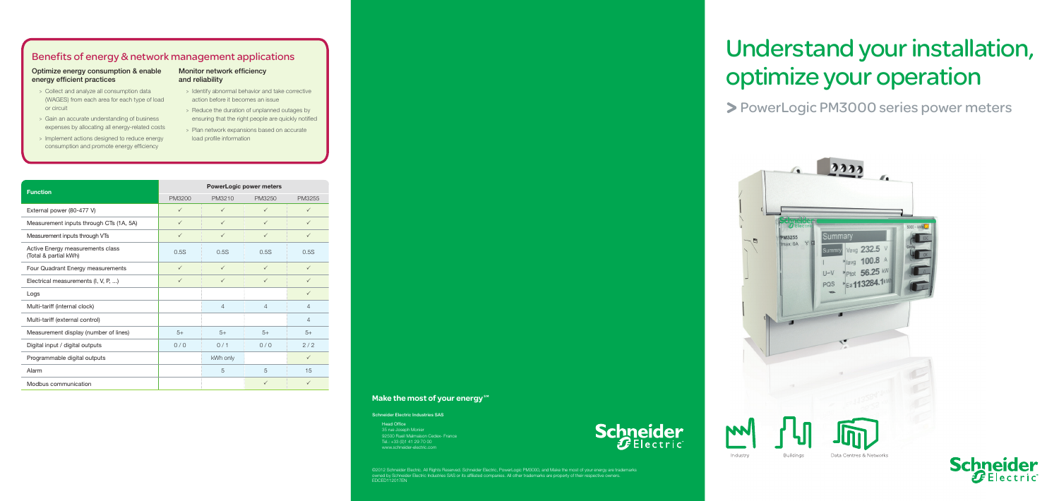## Benefits of energy & network management applications

### Optimize energy consumption & enable energy efficient practices

- > Collect and analyze all consumption data (WAGES) from each area for each type of load or circuit
- > Gain an accurate understanding of business expenses by allocating all energy-related costs
- > Implement actions designed to reduce energy consumption and promote energy efficiency

### Monitor network efficiency and reliability

- > Identify abnormal behavior and take corrective action before it becomes an issue
- > Reduce the duration of unplanned outages by ensuring that the right people are quickly notified
- > Plan network expansions based on accurate load profile information

| Function | PowerLogic power meters | | | |
|---|---|---|---|---|
| | PM3200 | PM3210 | PM3250 | PM3255 |
| External power (80-477 V) | ✓ | ✓ | ✓ | ✓ |
| Measurement inputs through CTs (1A, 5A) | ✓ | ✓ | ✓ | ✓ |
| Measurement inputs through VTs | ✓ | ✓ | ✓ | ✓ |
| Active Energy measurements class (Total & partial kWh) | 0.5S | 0.5S | 0.5S | 0.5S |
| Four Quadrant Energy measurements | ✓ | ✓ | ✓ | ✓ |
| Electrical measurements (I, V, P, ...) | ✓ | ✓ | ✓ | ✓ |
| Logs | | | | ✓ |
| Multi-tariff (internal clock) | | 4 | 4 | 4 |
| Multi-tariff (external control) | | | | 4 |
| Measurement display (number of lines) | 5+ | 5+ | 5+ | 5+ |
| Digital input / digital outputs | 0 / 0 | 0 / 1 | 0 / 0 | 2 / 2 |
| Programmable digital outputs | | kWh only | | ✓ |
| Alarm | | 5 | 5 | 15 |
| Modbus communication | | | ✓ | ✓ |

**Make the most of your energy℠**

**Schneider Electric Industries SAS**

Head Office
35 rue Joseph Monier
92500 Rueil Malmaison Cedex- France
Tel.: +33 (0)1 41 29 70 00
www.schneider-electric.com

©2012 Schneider Electric. All Rights Reserved. Schneider Electric, PowerLogic PM3000, and Make the most of your energy are trademarks owned by Schneider Electric Industries SAS or its affiliated companies. All other trademarks are property of their respective owners.
EDCED112017EN

# Understand your installation, optimize your operation

## > PowerLogic PM3000 series power meters

Industry

Buildings

Data Centres & Networks